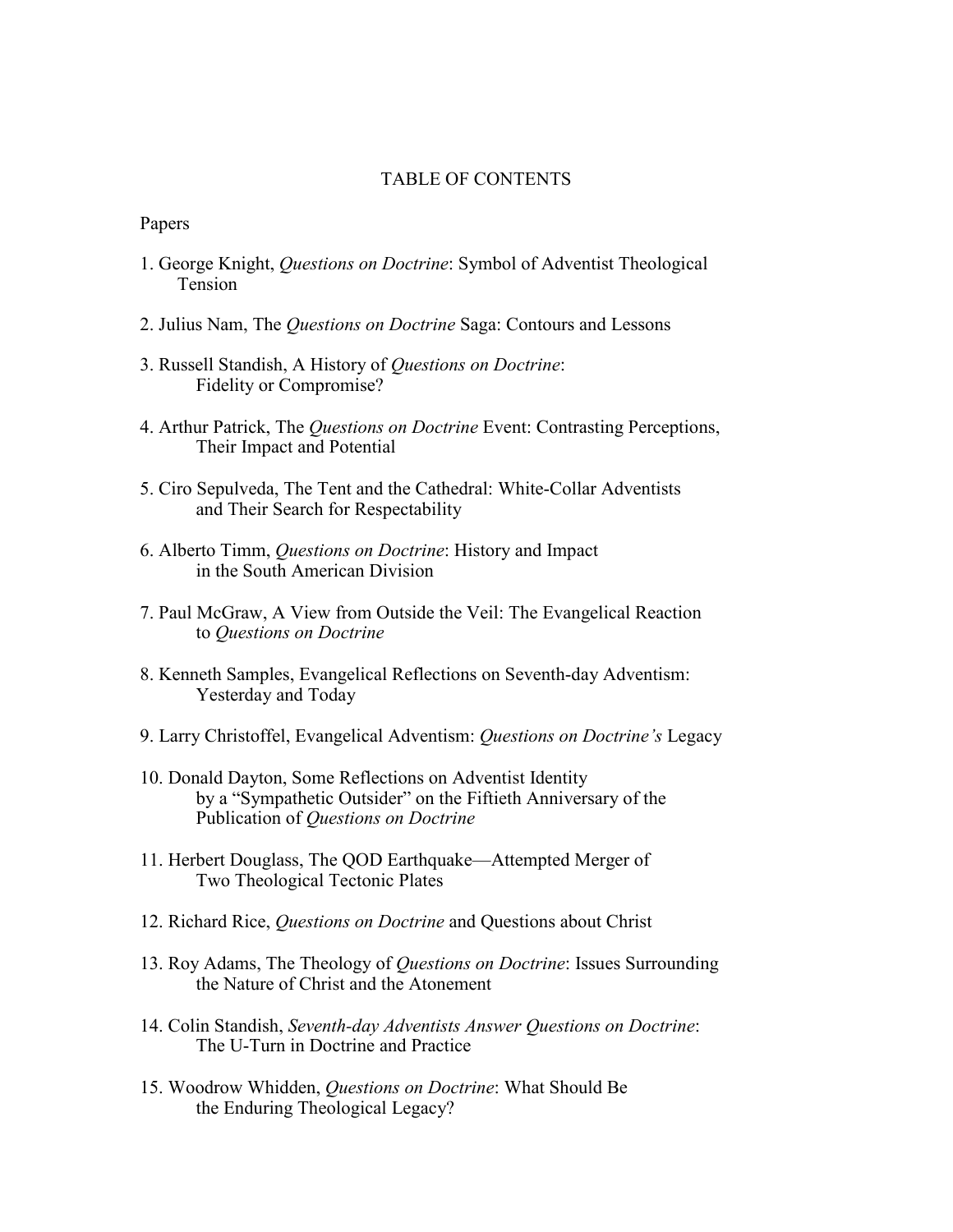# TABLE OF CONTENTS

Papers

1. George Knight, *Questions on Doctrine*: Symbol of Adventist Theological Tension

2. Julius Nam, The *Questions on Doctrine* Saga: Contours and Lessons

3. Russell Standish, A History of *Questions on Doctrine*: Fidelity or Compromise?

4. Arthur Patrick, The *Questions on Doctrine* Event: Contrasting Perceptions, Their Impact and Potential

5. Ciro Sepulveda, The Tent and the Cathedral: White-Collar Adventists and Their Search for Respectability

6. Alberto Timm, *Questions on Doctrine*: History and Impact in the South American Division

7. Paul McGraw, A View from Outside the Veil: The Evangelical Reaction to *Questions on Doctrine*

8. Kenneth Samples, Evangelical Reflections on Seventh-day Adventism: Yesterday and Today

9. Larry Christoffel, Evangelical Adventism: *Questions on Doctrine's* Legacy

10. Donald Dayton, Some Reflections on Adventist Identity by a "Sympathetic Outsider" on the Fiftieth Anniversary of the Publication of *Questions on Doctrine*

11. Herbert Douglass, The QOD Earthquake—Attempted Merger of Two Theological Tectonic Plates

12. Richard Rice, *Questions on Doctrine* and Questions about Christ

13. Roy Adams, The Theology of *Questions on Doctrine*: Issues Surrounding the Nature of Christ and the Atonement

14. Colin Standish, *Seventh-day Adventists Answer Questions on Doctrine*: The U-Turn in Doctrine and Practice

15. Woodrow Whidden, *Questions on Doctrine*: What Should Be the Enduring Theological Legacy?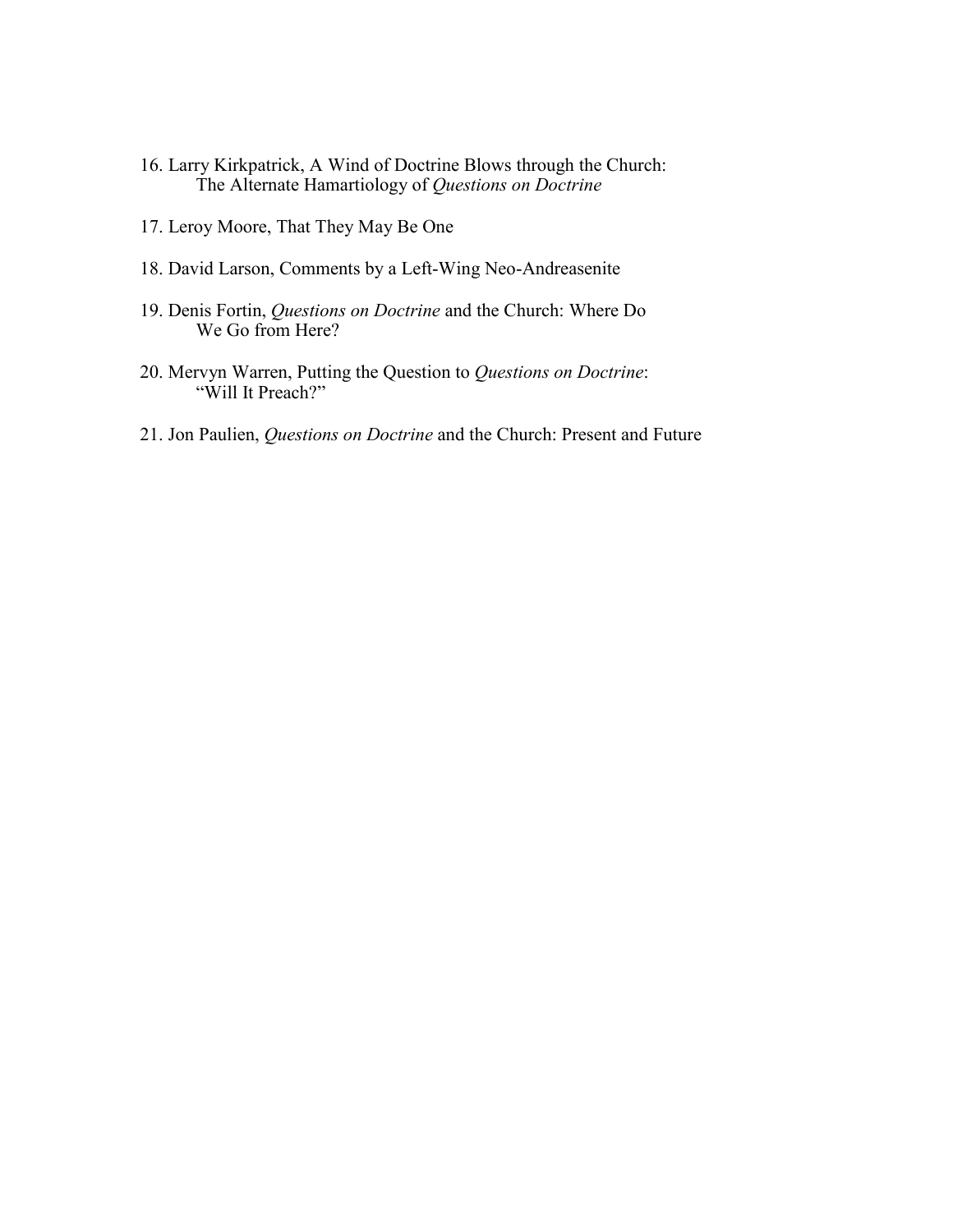16. Larry Kirkpatrick, A Wind of Doctrine Blows through the Church: The Alternate Hamartiology of *Questions on Doctrine*

17. Leroy Moore, That They May Be One

18. David Larson, Comments by a Left-Wing Neo-Andreasenite

19. Denis Fortin, *Questions on Doctrine* and the Church: Where Do We Go from Here?

20. Mervyn Warren, Putting the Question to *Questions on Doctrine*: "Will It Preach?"

21. Jon Paulien, *Questions on Doctrine* and the Church: Present and Future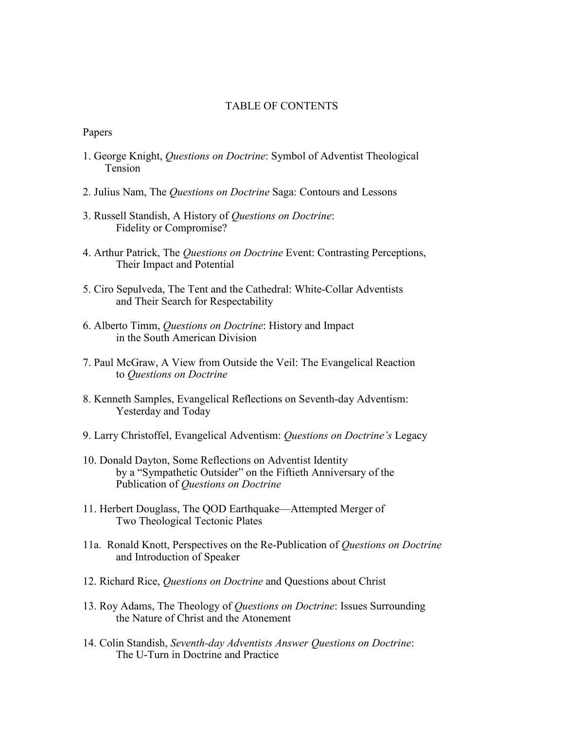# TABLE OF CONTENTS

Papers

1. George Knight, *Questions on Doctrine*: Symbol of Adventist Theological Tension

2. Julius Nam, The *Questions on Doctrine* Saga: Contours and Lessons

3. Russell Standish, A History of *Questions on Doctrine*: Fidelity or Compromise?

4. Arthur Patrick, The *Questions on Doctrine* Event: Contrasting Perceptions, Their Impact and Potential

5. Ciro Sepulveda, The Tent and the Cathedral: White-Collar Adventists and Their Search for Respectability

6. Alberto Timm, *Questions on Doctrine*: History and Impact in the South American Division

7. Paul McGraw, A View from Outside the Veil: The Evangelical Reaction to *Questions on Doctrine*

8. Kenneth Samples, Evangelical Reflections on Seventh-day Adventism: Yesterday and Today

9. Larry Christoffel, Evangelical Adventism: *Questions on Doctrine's* Legacy

10. Donald Dayton, Some Reflections on Adventist Identity by a "Sympathetic Outsider" on the Fiftieth Anniversary of the Publication of *Questions on Doctrine*

11. Herbert Douglass, The QOD Earthquake—Attempted Merger of Two Theological Tectonic Plates

11a. Ronald Knott, Perspectives on the Re-Publication of *Questions on Doctrine* and Introduction of Speaker

12. Richard Rice, *Questions on Doctrine* and Questions about Christ

13. Roy Adams, The Theology of *Questions on Doctrine*: Issues Surrounding the Nature of Christ and the Atonement

14. Colin Standish, *Seventh-day Adventists Answer Questions on Doctrine*: The U-Turn in Doctrine and Practice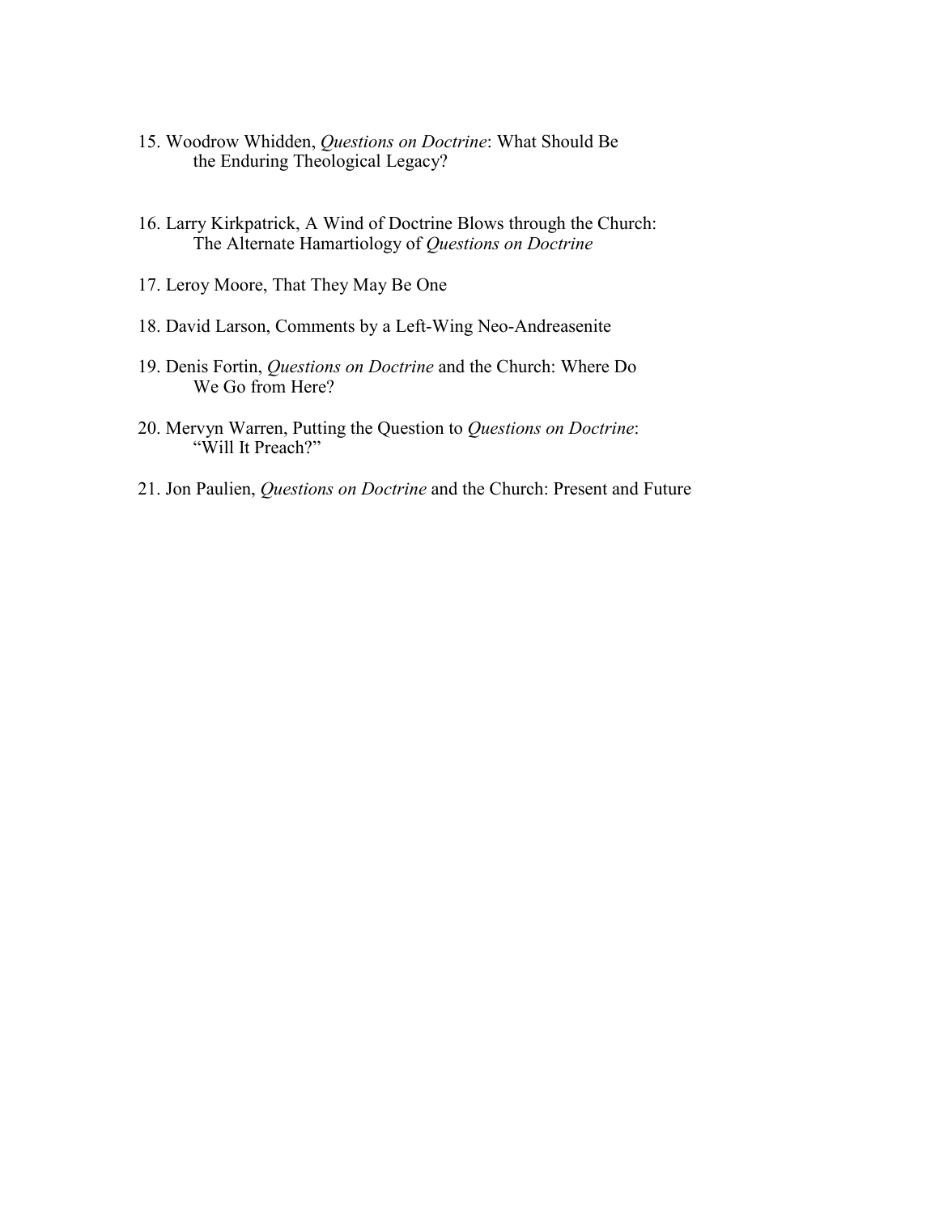15. Woodrow Whidden, *Questions on Doctrine*: What Should Be the Enduring Theological Legacy?

16. Larry Kirkpatrick, A Wind of Doctrine Blows through the Church: The Alternate Hamartiology of *Questions on Doctrine*

17. Leroy Moore, That They May Be One

18. David Larson, Comments by a Left-Wing Neo-Andreasenite

19. Denis Fortin, *Questions on Doctrine* and the Church: Where Do We Go from Here?

20. Mervyn Warren, Putting the Question to *Questions on Doctrine*: "Will It Preach?"

21. Jon Paulien, *Questions on Doctrine* and the Church: Present and Future